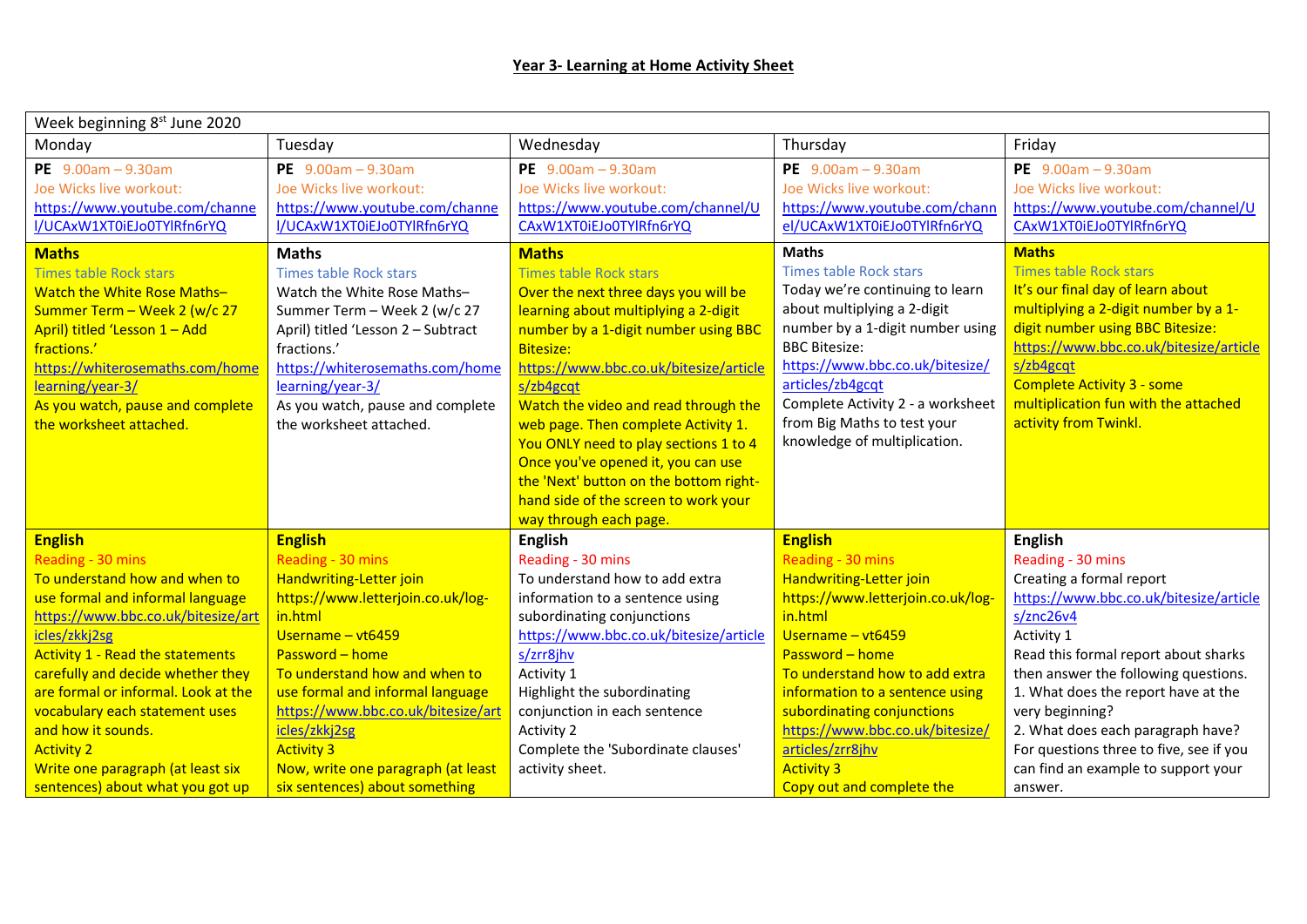# Year 3- Learning at Home Activity Sheet

| Week beginning 8st June 2020 | | | | |
|---|---|---|---|---|
| Monday | Tuesday | Wednesday | Thursday | Friday |
| **PE** 9.00am – 9.30am<br>Joe Wicks live workout:<br>https://www.youtube.com/channel/UCAxW1XT0iEJo0TYlRfn6rYQ | **PE** 9.00am – 9.30am<br>Joe Wicks live workout:<br>https://www.youtube.com/channel/UCAxW1XT0iEJo0TYlRfn6rYQ | **PE** 9.00am – 9.30am<br>Joe Wicks live workout:<br>https://www.youtube.com/channel/UCAxW1XT0iEJo0TYlRfn6rYQ | **PE** 9.00am – 9.30am<br>Joe Wicks live workout:<br>https://www.youtube.com/channel/UCAxW1XT0iEJo0TYlRfn6rYQ | **PE** 9.00am – 9.30am<br>Joe Wicks live workout:<br>https://www.youtube.com/channel/UCAxW1XT0iEJo0TYlRfn6rYQ |
| **Maths**<br>Times table Rock stars<br>Watch the White Rose Maths– Summer Term – Week 2 (w/c 27 April) titled 'Lesson 1 – Add fractions.'<br>https://whiterosemaths.com/homelearning/year-3/<br>As you watch, pause and complete the worksheet attached. | **Maths**<br>Times table Rock stars<br>Watch the White Rose Maths– Summer Term – Week 2 (w/c 27 April) titled 'Lesson 2 – Subtract fractions.'<br>https://whiterosemaths.com/homelearning/year-3/<br>As you watch, pause and complete the worksheet attached. | **Maths**<br>Times table Rock stars<br>Over the next three days you will be learning about multiplying a 2-digit number by a 1-digit number using BBC Bitesize:<br>https://www.bbc.co.uk/bitesize/articles/zb4gcqt<br>Watch the video and read through the web page. Then complete Activity 1. You ONLY need to play sections 1 to 4 Once you've opened it, you can use the 'Next' button on the bottom right-hand side of the screen to work your way through each page. | **Maths**<br>Times table Rock stars<br>Today we're continuing to learn about multiplying a 2-digit number by a 1-digit number using BBC Bitesize:<br>https://www.bbc.co.uk/bitesize/articles/zb4gcqt<br>Complete Activity 2 - a worksheet from Big Maths to test your knowledge of multiplication. | **Maths**<br>Times table Rock stars<br>It's our final day of learn about multiplying a 2-digit number by a 1-digit number using BBC Bitesize:<br>https://www.bbc.co.uk/bitesize/articles/zb4gcqt<br>Complete Activity 3 - some multiplication fun with the attached activity from Twinkl. |
| **English**<br>Reading - 30 mins<br>To understand how and when to use formal and informal language<br>https://www.bbc.co.uk/bitesize/articles/zkkj2sg<br>Activity 1 - Read the statements carefully and decide whether they are formal or informal. Look at the vocabulary each statement uses and how it sounds.<br>Activity 2<br>Write one paragraph (at least six sentences) about what you got up | **English**<br>Reading - 30 mins<br>Handwriting-Letter join<br>https://www.letterjoin.co.uk/log-in.html<br>Username – vt6459<br>Password – home<br>To understand how and when to use formal and informal language<br>https://www.bbc.co.uk/bitesize/articles/zkkj2sg<br>Activity 3<br>Now, write one paragraph (at least six sentences) about something | **English**<br>Reading - 30 mins<br>To understand how to add extra information to a sentence using subordinating conjunctions<br>https://www.bbc.co.uk/bitesize/articles/zrr8jhv<br>Activity 1<br>Highlight the subordinating conjunction in each sentence<br>Activity 2<br>Complete the 'Subordinate clauses' activity sheet. | **English**<br>Reading - 30 mins<br>Handwriting-Letter join<br>https://www.letterjoin.co.uk/log-in.html<br>Username – vt6459<br>Password – home<br>To understand how to add extra information to a sentence using subordinating conjunctions<br>https://www.bbc.co.uk/bitesize/articles/zrr8jhv<br>Activity 3<br>Copy out and complete the | **English**<br>Reading - 30 mins<br>Creating a formal report<br>https://www.bbc.co.uk/bitesize/articles/znc26v4<br>Activity 1<br>Read this formal report about sharks then answer the following questions.<br>1. What does the report have at the very beginning?<br>2. What does each paragraph have?<br>For questions three to five, see if you can find an example to support your answer. |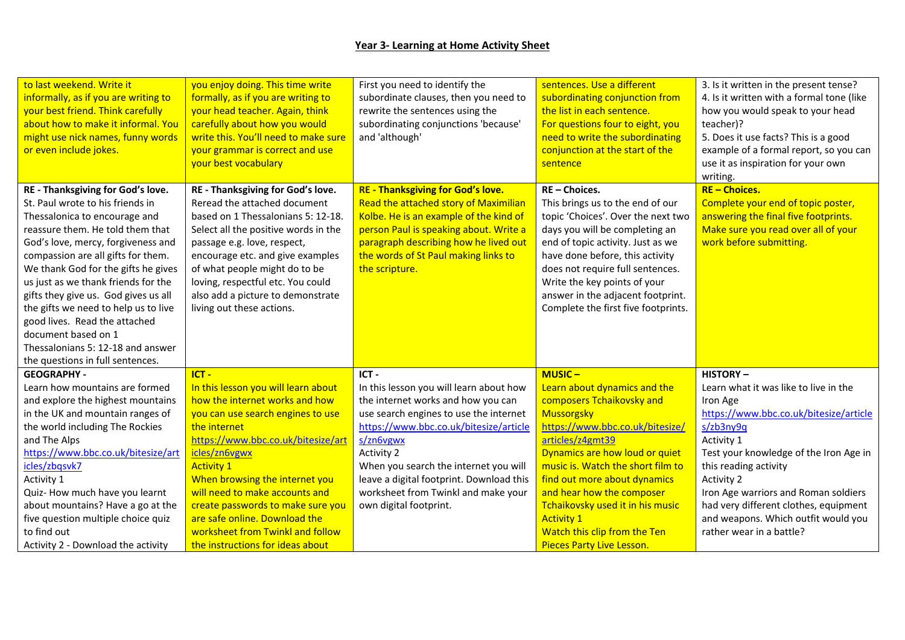## Year 3- Learning at Home Activity Sheet

| | | | | |
|---|---|---|---|---|
| to last weekend. Write it informally, as if you are writing to your best friend. Think carefully about how to make it informal. You might use nick names, funny words or even include jokes. | you enjoy doing. This time write formally, as if you are writing to your head teacher. Again, think carefully about how you would write this. You'll need to make sure your grammar is correct and use your best vocabulary | First you need to identify the subordinate clauses, then you need to rewrite the sentences using the subordinating conjunctions 'because' and 'although' | sentences. Use a different subordinating conjunction from the list in each sentence. For questions four to eight, you need to write the subordinating conjunction at the start of the sentence | 3. Is it written in the present tense?<br>4. Is it written with a formal tone (like how you would speak to your head teacher)?<br>5. Does it use facts? This is a good example of a formal report, so you can use it as inspiration for your own writing. |
| **RE - Thanksgiving for God's love.**<br>St. Paul wrote to his friends in Thessalonica to encourage and reassure them. He told them that God's love, mercy, forgiveness and compassion are all gifts for them. We thank God for the gifts he gives us just as we thank friends for the gifts they give us. God gives us all the gifts we need to help us to live good lives. Read the attached document based on 1 Thessalonians 5: 12-18 and answer the questions in full sentences. | **RE - Thanksgiving for God's love.**<br>Reread the attached document based on 1 Thessalonians 5: 12-18. Select all the positive words in the passage e.g. love, respect, encourage etc. and give examples of what people might do to be loving, respectful etc. You could also add a picture to demonstrate living out these actions. | **RE - Thanksgiving for God's love.**<br>Read the attached story of Maximilian Kolbe. He is an example of the kind of person Paul is speaking about. Write a paragraph describing how he lived out the words of St Paul making links to the scripture. | **RE – Choices.**<br>This brings us to the end of our topic 'Choices'. Over the next two days you will be completing an end of topic activity. Just as we have done before, this activity does not require full sentences. Write the key points of your answer in the adjacent footprint. Complete the first five footprints. | **RE – Choices.**<br>Complete your end of topic poster, answering the final five footprints. Make sure you read over all of your work before submitting. |
| **GEOGRAPHY -**<br>Learn how mountains are formed and explore the highest mountains in the UK and mountain ranges of the world including The Rockies and The Alps<br>https://www.bbc.co.uk/bitesize/articles/zbqsvk7<br>Activity 1<br>Quiz- How much have you learnt about mountains? Have a go at the five question multiple choice quiz to find out<br>Activity 2 - Download the activity | **ICT -**<br>In this lesson you will learn about how the internet works and how you can use search engines to use the internet<br>https://www.bbc.co.uk/bitesize/articles/zn6vgwx<br>Activity 1<br>When browsing the internet you will need to make accounts and create passwords to make sure you are safe online. Download the worksheet from Twinkl and follow the instructions for ideas about | **ICT -**<br>In this lesson you will learn about how the internet works and how you can use search engines to use the internet<br>https://www.bbc.co.uk/bitesize/articles/zn6vgwx<br>Activity 2<br>When you search the internet you will leave a digital footprint. Download this worksheet from Twinkl and make your own digital footprint. | **MUSIC –**<br>Learn about dynamics and the composers Tchaikovsky and Mussorgsky<br>https://www.bbc.co.uk/bitesize/articles/z4gmt39<br>Dynamics are how loud or quiet music is. Watch the short film to find out more about dynamics and hear how the composer Tchaikovsky used it in his music<br>Activity 1<br>Watch this clip from the Ten Pieces Party Live Lesson. | **HISTORY –**<br>Learn what it was like to live in the Iron Age<br>https://www.bbc.co.uk/bitesize/articles/zb3ny9q<br>Activity 1<br>Test your knowledge of the Iron Age in this reading activity<br>Activity 2<br>Iron Age warriors and Roman soldiers had very different clothes, equipment and weapons. Which outfit would you rather wear in a battle? |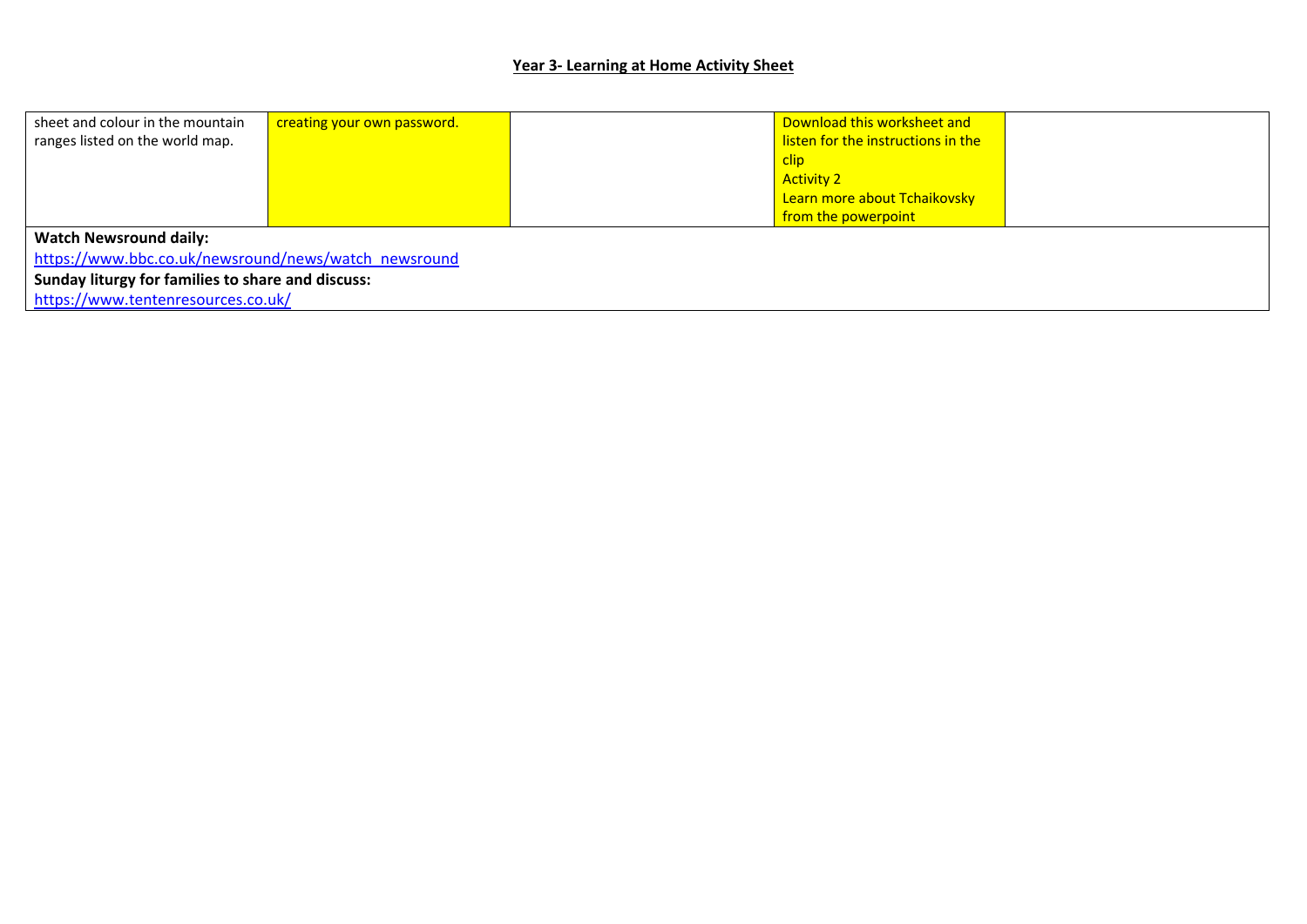## Year 3- Learning at Home Activity Sheet

| | | | | |
|---|---|---|---|---|
| sheet and colour in the mountain ranges listed on the world map. | creating your own password. | | Download this worksheet and listen for the instructions in the clip<br>Activity 2<br>Learn more about Tchaikovsky from the powerpoint | |

**Watch Newsround daily:**

https://www.bbc.co.uk/newsround/news/watch_newsround

**Sunday liturgy for families to share and discuss:**

https://www.tentenresources.co.uk/